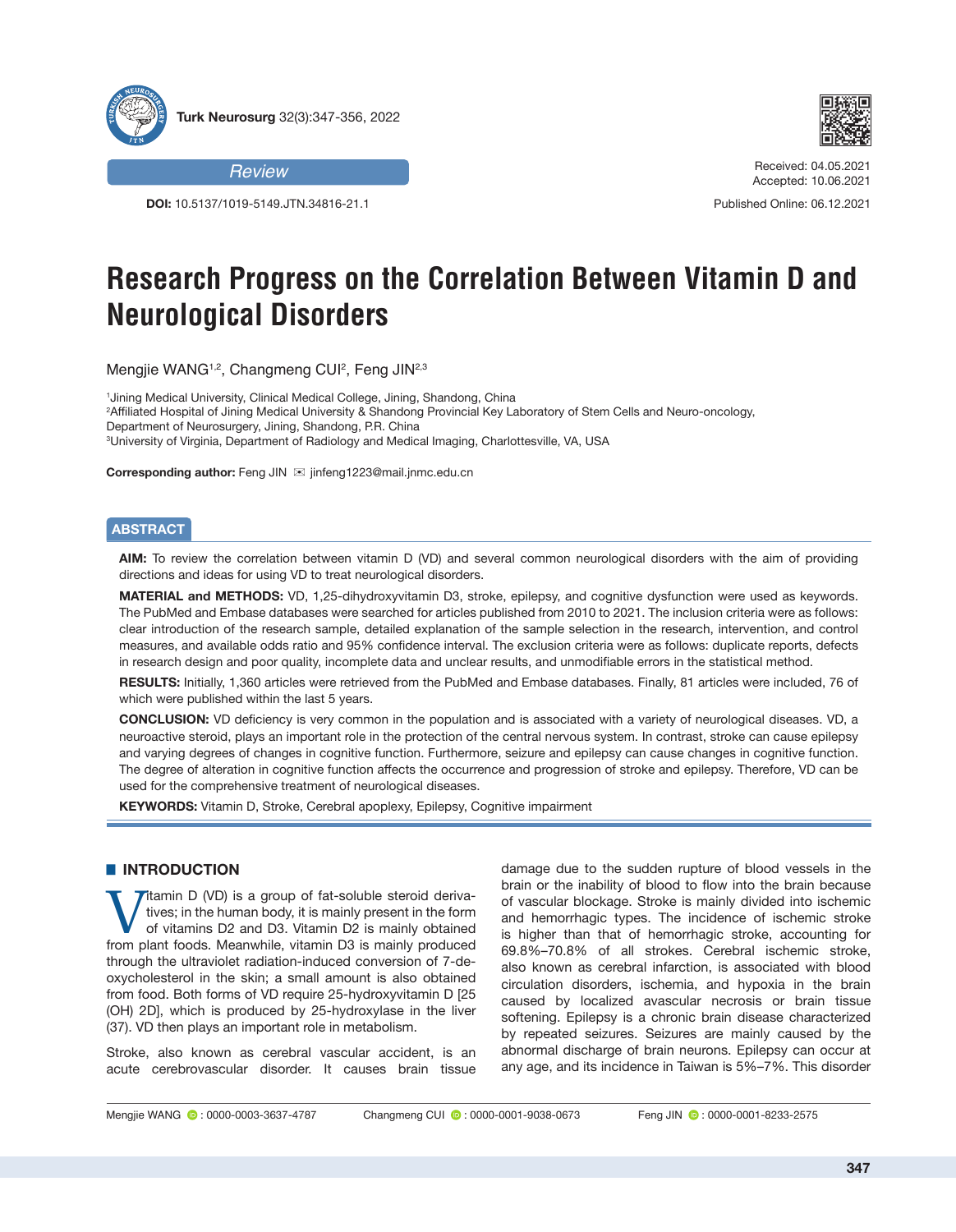Review

DOI: 10.5137/1019-5149.JTN.34816-21.1

Received: 04.05.2021
Accepted: 10.06.2021

Published Online: 06.12.2021

# Research Progress on the Correlation Between Vitamin D and Neurological Disorders

Mengjie WANG[1,2], Changmeng CUI[2], Feng JIN[2,3]

[1]Jining Medical University, Clinical Medical College, Jining, Shandong, China
[2]Affiliated Hospital of Jining Medical University & Shandong Provincial Key Laboratory of Stem Cells and Neuro-oncology, Department of Neurosurgery, Jining, Shandong, P.R. China
[3]University of Virginia, Department of Radiology and Medical Imaging, Charlottesville, VA, USA

**Corresponding author:** Feng JIN ✉ jinfeng1223@mail.jnmc.edu.cn

## ABSTRACT

**AIM:** To review the correlation between vitamin D (VD) and several common neurological disorders with the aim of providing directions and ideas for using VD to treat neurological disorders.

**MATERIAL and METHODS:** VD, 1,25-dihydroxyvitamin D3, stroke, epilepsy, and cognitive dysfunction were used as keywords. The PubMed and Embase databases were searched for articles published from 2010 to 2021. The inclusion criteria were as follows: clear introduction of the research sample, detailed explanation of the sample selection in the research, intervention, and control measures, and available odds ratio and 95% confidence interval. The exclusion criteria were as follows: duplicate reports, defects in research design and poor quality, incomplete data and unclear results, and unmodifiable errors in the statistical method.

**RESULTS:** Initially, 1,360 articles were retrieved from the PubMed and Embase databases. Finally, 81 articles were included, 76 of which were published within the last 5 years.

**CONCLUSION:** VD deficiency is very common in the population and is associated with a variety of neurological diseases. VD, a neuroactive steroid, plays an important role in the protection of the central nervous system. In contrast, stroke can cause epilepsy and varying degrees of changes in cognitive function. Furthermore, seizure and epilepsy can cause changes in cognitive function. The degree of alteration in cognitive function affects the occurrence and progression of stroke and epilepsy. Therefore, VD can be used for the comprehensive treatment of neurological diseases.

**KEYWORDS:** Vitamin D, Stroke, Cerebral apoplexy, Epilepsy, Cognitive impairment

## INTRODUCTION

Vitamin D (VD) is a group of fat-soluble steroid derivatives; in the human body, it is mainly present in the form of vitamins D2 and D3. Vitamin D2 is mainly obtained from plant foods. Meanwhile, vitamin D3 is mainly produced through the ultraviolet radiation-induced conversion of 7-deoxycholesterol in the skin; a small amount is also obtained from food. Both forms of VD require 25-hydroxyvitamin D [25 (OH) 2D], which is produced by 25-hydroxylase in the liver (37). VD then plays an important role in metabolism.

Stroke, also known as cerebral vascular accident, is an acute cerebrovascular disorder. It causes brain tissue damage due to the sudden rupture of blood vessels in the brain or the inability of blood to flow into the brain because of vascular blockage. Stroke is mainly divided into ischemic and hemorrhagic types. The incidence of ischemic stroke is higher than that of hemorrhagic stroke, accounting for 69.8%–70.8% of all strokes. Cerebral ischemic stroke, also known as cerebral infarction, is associated with blood circulation disorders, ischemia, and hypoxia in the brain caused by localized avascular necrosis or brain tissue softening. Epilepsy is a chronic brain disease characterized by repeated seizures. Seizures are mainly caused by the abnormal discharge of brain neurons. Epilepsy can occur at any age, and its incidence in Taiwan is 5%–7%. This disorder

Mengjie WANG : 0000-0003-3637-4787 Changmeng CUI : 0000-0001-9038-0673 Feng JIN : 0000-0001-8233-2575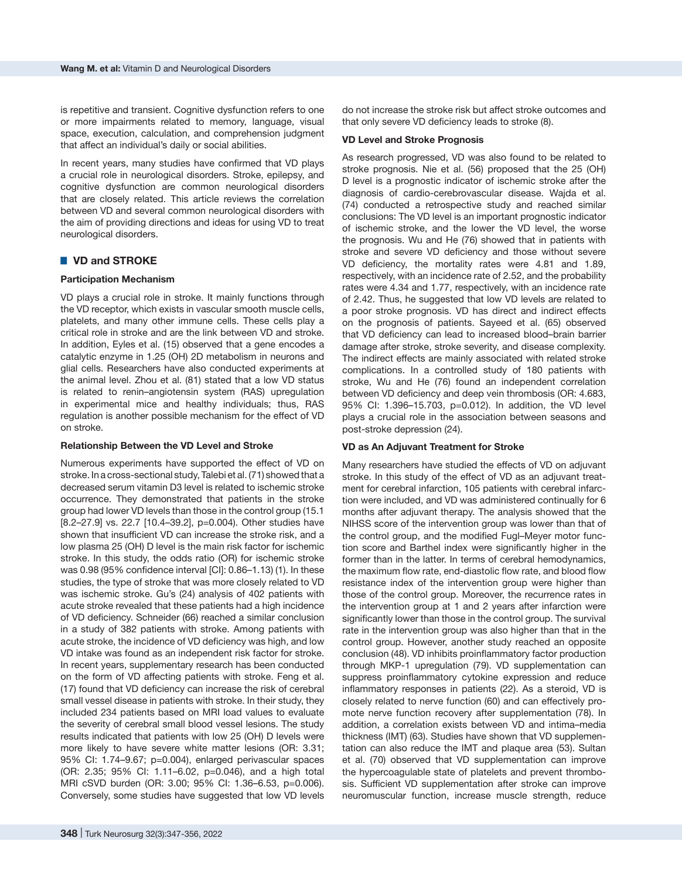is repetitive and transient. Cognitive dysfunction refers to one or more impairments related to memory, language, visual space, execution, calculation, and comprehension judgment that affect an individual's daily or social abilities.

In recent years, many studies have confirmed that VD plays a crucial role in neurological disorders. Stroke, epilepsy, and cognitive dysfunction are common neurological disorders that are closely related. This article reviews the correlation between VD and several common neurological disorders with the aim of providing directions and ideas for using VD to treat neurological disorders.

## VD and STROKE

### Participation Mechanism

VD plays a crucial role in stroke. It mainly functions through the VD receptor, which exists in vascular smooth muscle cells, platelets, and many other immune cells. These cells play a critical role in stroke and are the link between VD and stroke. In addition, Eyles et al. (15) observed that a gene encodes a catalytic enzyme in 1.25 (OH) 2D metabolism in neurons and glial cells. Researchers have also conducted experiments at the animal level. Zhou et al. (81) stated that a low VD status is related to renin–angiotensin system (RAS) upregulation in experimental mice and healthy individuals; thus, RAS regulation is another possible mechanism for the effect of VD on stroke.

### Relationship Between the VD Level and Stroke

Numerous experiments have supported the effect of VD on stroke. In a cross-sectional study, Talebi et al. (71) showed that a decreased serum vitamin D3 level is related to ischemic stroke occurrence. They demonstrated that patients in the stroke group had lower VD levels than those in the control group (15.1 [8.2–27.9] vs. 22.7 [10.4–39.2], p=0.004). Other studies have shown that insufficient VD can increase the stroke risk, and a low plasma 25 (OH) D level is the main risk factor for ischemic stroke. In this study, the odds ratio (OR) for ischemic stroke was 0.98 (95% confidence interval [CI]: 0.86–1.13) (1). In these studies, the type of stroke that was more closely related to VD was ischemic stroke. Gu's (24) analysis of 402 patients with acute stroke revealed that these patients had a high incidence of VD deficiency. Schneider (66) reached a similar conclusion in a study of 382 patients with stroke. Among patients with acute stroke, the incidence of VD deficiency was high, and low VD intake was found as an independent risk factor for stroke. In recent years, supplementary research has been conducted on the form of VD affecting patients with stroke. Feng et al. (17) found that VD deficiency can increase the risk of cerebral small vessel disease in patients with stroke. In their study, they included 234 patients based on MRI load values to evaluate the severity of cerebral small blood vessel lesions. The study results indicated that patients with low 25 (OH) D levels were more likely to have severe white matter lesions (OR: 3.31; 95% CI: 1.74–9.67; p=0.004), enlarged perivascular spaces (OR: 2.35; 95% CI: 1.11–6.02, p=0.046), and a high total MRI cSVD burden (OR: 3.00; 95% CI: 1.36–6.53, p=0.006). Conversely, some studies have suggested that low VD levels do not increase the stroke risk but affect stroke outcomes and that only severe VD deficiency leads to stroke (8).

### VD Level and Stroke Prognosis

As research progressed, VD was also found to be related to stroke prognosis. Nie et al. (56) proposed that the 25 (OH) D level is a prognostic indicator of ischemic stroke after the diagnosis of cardio-cerebrovascular disease. Wajda et al. (74) conducted a retrospective study and reached similar conclusions: The VD level is an important prognostic indicator of ischemic stroke, and the lower the VD level, the worse the prognosis. Wu and He (76) showed that in patients with stroke and severe VD deficiency and those without severe VD deficiency, the mortality rates were 4.81 and 1.89, respectively, with an incidence rate of 2.52, and the probability rates were 4.34 and 1.77, respectively, with an incidence rate of 2.42. Thus, he suggested that low VD levels are related to a poor stroke prognosis. VD has direct and indirect effects on the prognosis of patients. Sayeed et al. (65) observed that VD deficiency can lead to increased blood–brain barrier damage after stroke, stroke severity, and disease complexity. The indirect effects are mainly associated with related stroke complications. In a controlled study of 180 patients with stroke, Wu and He (76) found an independent correlation between VD deficiency and deep vein thrombosis (OR: 4.683, 95% CI: 1.396–15.703, p=0.012). In addition, the VD level plays a crucial role in the association between seasons and post-stroke depression (24).

### VD as An Adjuvant Treatment for Stroke

Many researchers have studied the effects of VD on adjuvant stroke. In this study of the effect of VD as an adjuvant treatment for cerebral infarction, 105 patients with cerebral infarction were included, and VD was administered continually for 6 months after adjuvant therapy. The analysis showed that the NIHSS score of the intervention group was lower than that of the control group, and the modified Fugl–Meyer motor function score and Barthel index were significantly higher in the former than in the latter. In terms of cerebral hemodynamics, the maximum flow rate, end-diastolic flow rate, and blood flow resistance index of the intervention group were higher than those of the control group. Moreover, the recurrence rates in the intervention group at 1 and 2 years after infarction were significantly lower than those in the control group. The survival rate in the intervention group was also higher than that in the control group. However, another study reached an opposite conclusion (48). VD inhibits proinflammatory factor production through MKP-1 upregulation (79). VD supplementation can suppress proinflammatory cytokine expression and reduce inflammatory responses in patients (22). As a steroid, VD is closely related to nerve function (60) and can effectively promote nerve function recovery after supplementation (78). In addition, a correlation exists between VD and intima–media thickness (IMT) (63). Studies have shown that VD supplementation can also reduce the IMT and plaque area (53). Sultan et al. (70) observed that VD supplementation can improve the hypercoagulable state of platelets and prevent thrombosis. Sufficient VD supplementation after stroke can improve neuromuscular function, increase muscle strength, reduce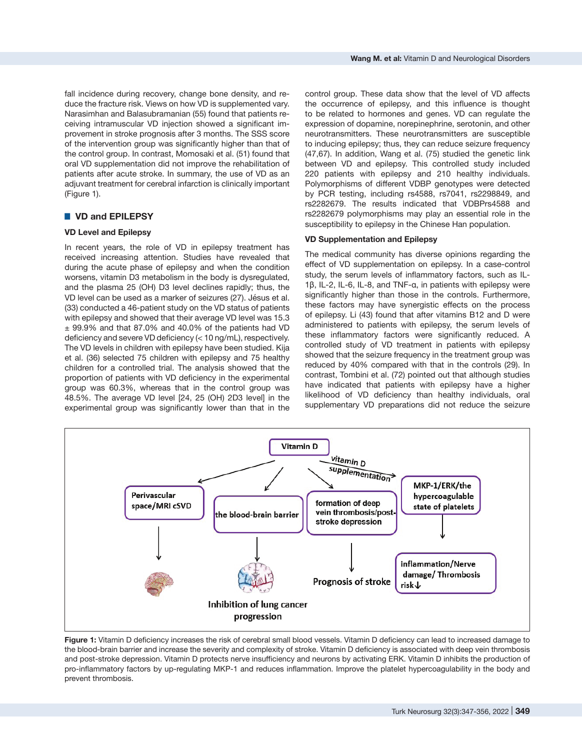fall incidence during recovery, change bone density, and reduce the fracture risk. Views on how VD is supplemented vary. Narasimhan and Balasubramanian (55) found that patients receiving intramuscular VD injection showed a significant improvement in stroke prognosis after 3 months. The SSS score of the intervention group was significantly higher than that of the control group. In contrast, Momosaki et al. (51) found that oral VD supplementation did not improve the rehabilitation of patients after acute stroke. In summary, the use of VD as an adjuvant treatment for cerebral infarction is clinically important (Figure 1).

## VD and EPILEPSY

### VD Level and Epilepsy

In recent years, the role of VD in epilepsy treatment has received increasing attention. Studies have revealed that during the acute phase of epilepsy and when the condition worsens, vitamin D3 metabolism in the body is dysregulated, and the plasma 25 (OH) D3 level declines rapidly; thus, the VD level can be used as a marker of seizures (27). Jésus et al. (33) conducted a 46-patient study on the VD status of patients with epilepsy and showed that their average VD level was 15.3 ± 99.9% and that 87.0% and 40.0% of the patients had VD deficiency and severe VD deficiency (< 10 ng/mL), respectively. The VD levels in children with epilepsy have been studied. Kija et al. (36) selected 75 children with epilepsy and 75 healthy children for a controlled trial. The analysis showed that the proportion of patients with VD deficiency in the experimental group was 60.3%, whereas that in the control group was 48.5%. The average VD level [24, 25 (OH) 2D3 level] in the experimental group was significantly lower than that in the control group. These data show that the level of VD affects the occurrence of epilepsy, and this influence is thought to be related to hormones and genes. VD can regulate the expression of dopamine, norepinephrine, serotonin, and other neurotransmitters. These neurotransmitters are susceptible to inducing epilepsy; thus, they can reduce seizure frequency (47,67). In addition, Wang et al. (75) studied the genetic link between VD and epilepsy. This controlled study included 220 patients with epilepsy and 210 healthy individuals. Polymorphisms of different VDBP genotypes were detected by PCR testing, including rs4588, rs7041, rs2298849, and rs2282679. The results indicated that VDBPrs4588 and rs2282679 polymorphisms may play an essential role in the susceptibility to epilepsy in the Chinese Han population.

### VD Supplementation and Epilepsy

The medical community has diverse opinions regarding the effect of VD supplementation on epilepsy. In a case-control study, the serum levels of inflammatory factors, such as IL-1β, IL-2, IL-6, IL-8, and TNF-α, in patients with epilepsy were significantly higher than those in the controls. Furthermore, these factors may have synergistic effects on the process of epilepsy. Li (43) found that after vitamins B12 and D were administered to patients with epilepsy, the serum levels of these inflammatory factors were significantly reduced. A controlled study of VD treatment in patients with epilepsy showed that the seizure frequency in the treatment group was reduced by 40% compared with that in the controls (29). In contrast, Tombini et al. (72) pointed out that although studies have indicated that patients with epilepsy have a higher likelihood of VD deficiency than healthy individuals, oral supplementary VD preparations did not reduce the seizure

**Figure 1:** Vitamin D deficiency increases the risk of cerebral small blood vessels. Vitamin D deficiency can lead to increased damage to the blood-brain barrier and increase the severity and complexity of stroke. Vitamin D deficiency is associated with deep vein thrombosis and post-stroke depression. Vitamin D protects nerve insufficiency and neurons by activating ERK. Vitamin D inhibits the production of pro-inflammatory factors by up-regulating MKP-1 and reduces inflammation. Improve the platelet hypercoagulability in the body and prevent thrombosis.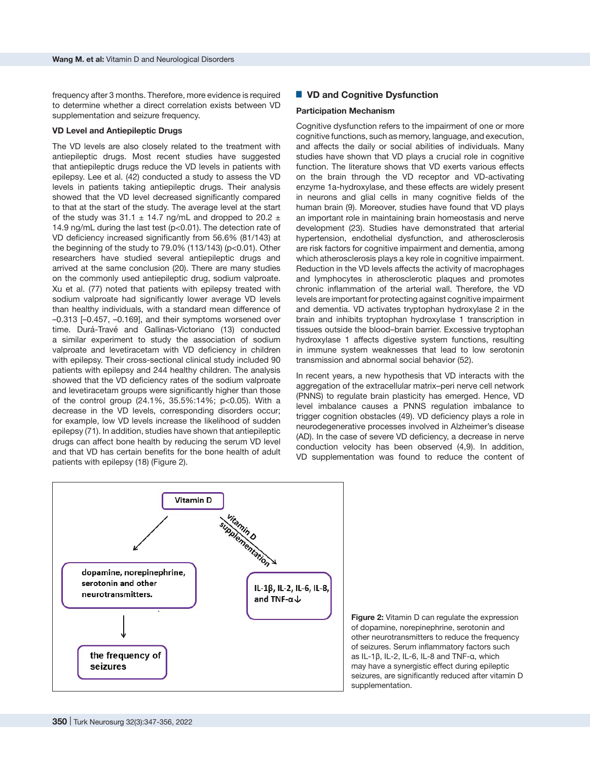frequency after 3 months. Therefore, more evidence is required to determine whether a direct correlation exists between VD supplementation and seizure frequency.

### VD Level and Antiepileptic Drugs

The VD levels are also closely related to the treatment with antiepileptic drugs. Most recent studies have suggested that antiepileptic drugs reduce the VD levels in patients with epilepsy. Lee et al. (42) conducted a study to assess the VD levels in patients taking antiepileptic drugs. Their analysis showed that the VD level decreased significantly compared to that at the start of the study. The average level at the start of the study was 31.1 ± 14.7 ng/mL and dropped to 20.2 ± 14.9 ng/mL during the last test ($p<0.01$). The detection rate of VD deficiency increased significantly from 56.6% (81/143) at the beginning of the study to 79.0% (113/143) ($p<0.01$). Other researchers have studied several antiepileptic drugs and arrived at the same conclusion (20). There are many studies on the commonly used antiepileptic drug, sodium valproate. Xu et al. (77) noted that patients with epilepsy treated with sodium valproate had significantly lower average VD levels than healthy individuals, with a standard mean difference of –0.313 [–0.457, –0.169], and their symptoms worsened over time. Durá-Travé and Gallinas-Victoriano (13) conducted a similar experiment to study the association of sodium valproate and levetiracetam with VD deficiency in children with epilepsy. Their cross-sectional clinical study included 90 patients with epilepsy and 244 healthy children. The analysis showed that the VD deficiency rates of the sodium valproate and levetiracetam groups were significantly higher than those of the control group (24.1%, 35.5%:14%; $p<0.05$). With a decrease in the VD levels, corresponding disorders occur; for example, low VD levels increase the likelihood of sudden epilepsy (71). In addition, studies have shown that antiepileptic drugs can affect bone health by reducing the serum VD level and that VD has certain benefits for the bone health of adult patients with epilepsy (18) (Figure 2).

## VD and Cognitive Dysfunction

### Participation Mechanism

Cognitive dysfunction refers to the impairment of one or more cognitive functions, such as memory, language, and execution, and affects the daily or social abilities of individuals. Many studies have shown that VD plays a crucial role in cognitive function. The literature shows that VD exerts various effects on the brain through the VD receptor and VD-activating enzyme 1a-hydroxylase, and these effects are widely present in neurons and glial cells in many cognitive fields of the human brain (9). Moreover, studies have found that VD plays an important role in maintaining brain homeostasis and nerve development (23). Studies have demonstrated that arterial hypertension, endothelial dysfunction, and atherosclerosis are risk factors for cognitive impairment and dementia, among which atherosclerosis plays a key role in cognitive impairment. Reduction in the VD levels affects the activity of macrophages and lymphocytes in atherosclerotic plaques and promotes chronic inflammation of the arterial wall. Therefore, the VD levels are important for protecting against cognitive impairment and dementia. VD activates tryptophan hydroxylase 2 in the brain and inhibits tryptophan hydroxylase 1 transcription in tissues outside the blood–brain barrier. Excessive tryptophan hydroxylase 1 affects digestive system functions, resulting in immune system weaknesses that lead to low serotonin transmission and abnormal social behavior (52).

In recent years, a new hypothesis that VD interacts with the aggregation of the extracellular matrix–peri nerve cell network (PNNS) to regulate brain plasticity has emerged. Hence, VD level imbalance causes a PNNS regulation imbalance to trigger cognition obstacles (49). VD deficiency plays a role in neurodegenerative processes involved in Alzheimer's disease (AD). In the case of severe VD deficiency, a decrease in nerve conduction velocity has been observed (4,9). In addition, VD supplementation was found to reduce the content of

**Figure 2:** Vitamin D can regulate the expression of dopamine, norepinephrine, serotonin and other neurotransmitters to reduce the frequency of seizures. Serum inflammatory factors such as IL-1β, IL-2, IL-6, IL-8 and TNF-α, which may have a synergistic effect during epileptic seizures, are significantly reduced after vitamin D supplementation.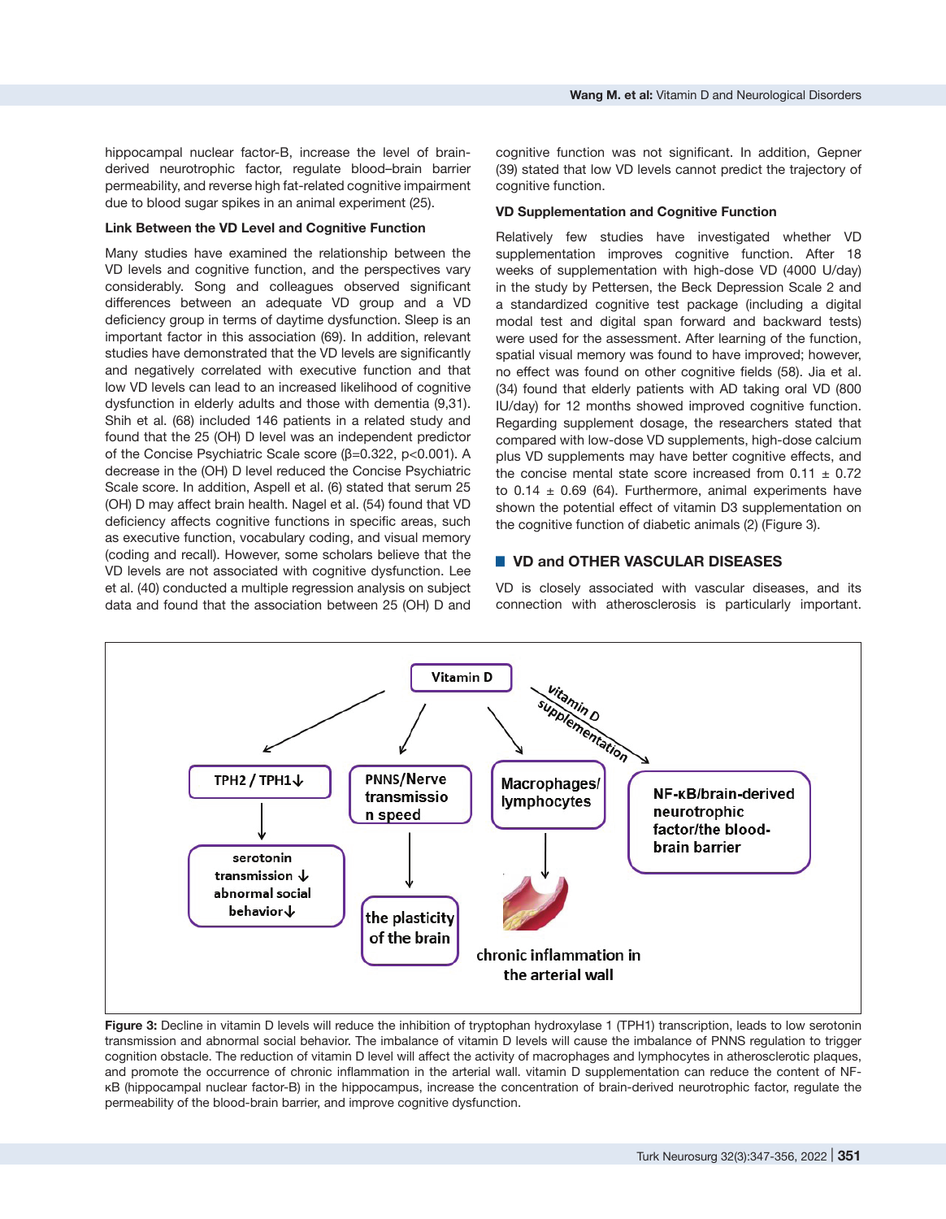hippocampal nuclear factor-B, increase the level of brain-derived neurotrophic factor, regulate blood–brain barrier permeability, and reverse high fat-related cognitive impairment due to blood sugar spikes in an animal experiment (25).

### Link Between the VD Level and Cognitive Function

Many studies have examined the relationship between the VD levels and cognitive function, and the perspectives vary considerably. Song and colleagues observed significant differences between an adequate VD group and a VD deficiency group in terms of daytime dysfunction. Sleep is an important factor in this association (69). In addition, relevant studies have demonstrated that the VD levels are significantly and negatively correlated with executive function and that low VD levels can lead to an increased likelihood of cognitive dysfunction in elderly adults and those with dementia (9,31). Shih et al. (68) included 146 patients in a related study and found that the 25 (OH) D level was an independent predictor of the Concise Psychiatric Scale score (β=0.322, p<0.001). A decrease in the (OH) D level reduced the Concise Psychiatric Scale score. In addition, Aspell et al. (6) stated that serum 25 (OH) D may affect brain health. Nagel et al. (54) found that VD deficiency affects cognitive functions in specific areas, such as executive function, vocabulary coding, and visual memory (coding and recall). However, some scholars believe that the VD levels are not associated with cognitive dysfunction. Lee et al. (40) conducted a multiple regression analysis on subject data and found that the association between 25 (OH) D and cognitive function was not significant. In addition, Gepner (39) stated that low VD levels cannot predict the trajectory of cognitive function.

### VD Supplementation and Cognitive Function

Relatively few studies have investigated whether VD supplementation improves cognitive function. After 18 weeks of supplementation with high-dose VD (4000 U/day) in the study by Pettersen, the Beck Depression Scale 2 and a standardized cognitive test package (including a digital modal test and digital span forward and backward tests) were used for the assessment. After learning of the function, spatial visual memory was found to have improved; however, no effect was found on other cognitive fields (58). Jia et al. (34) found that elderly patients with AD taking oral VD (800 IU/day) for 12 months showed improved cognitive function. Regarding supplement dosage, the researchers stated that compared with low-dose VD supplements, high-dose calcium plus VD supplements may have better cognitive effects, and the concise mental state score increased from 0.11 ± 0.72 to 0.14 ± 0.69 (64). Furthermore, animal experiments have shown the potential effect of vitamin D3 supplementation on the cognitive function of diabetic animals (2) (Figure 3).

## VD and OTHER VASCULAR DISEASES

VD is closely associated with vascular diseases, and its connection with atherosclerosis is particularly important.

**Figure 3:** Decline in vitamin D levels will reduce the inhibition of tryptophan hydroxylase 1 (TPH1) transcription, leads to low serotonin transmission and abnormal social behavior. The imbalance of vitamin D levels will cause the imbalance of PNNS regulation to trigger cognition obstacle. The reduction of vitamin D level will affect the activity of macrophages and lymphocytes in atherosclerotic plaques, and promote the occurrence of chronic inflammation in the arterial wall. vitamin D supplementation can reduce the content of NF-κB (hippocampal nuclear factor-B) in the hippocampus, increase the concentration of brain-derived neurotrophic factor, regulate the permeability of the blood-brain barrier, and improve cognitive dysfunction.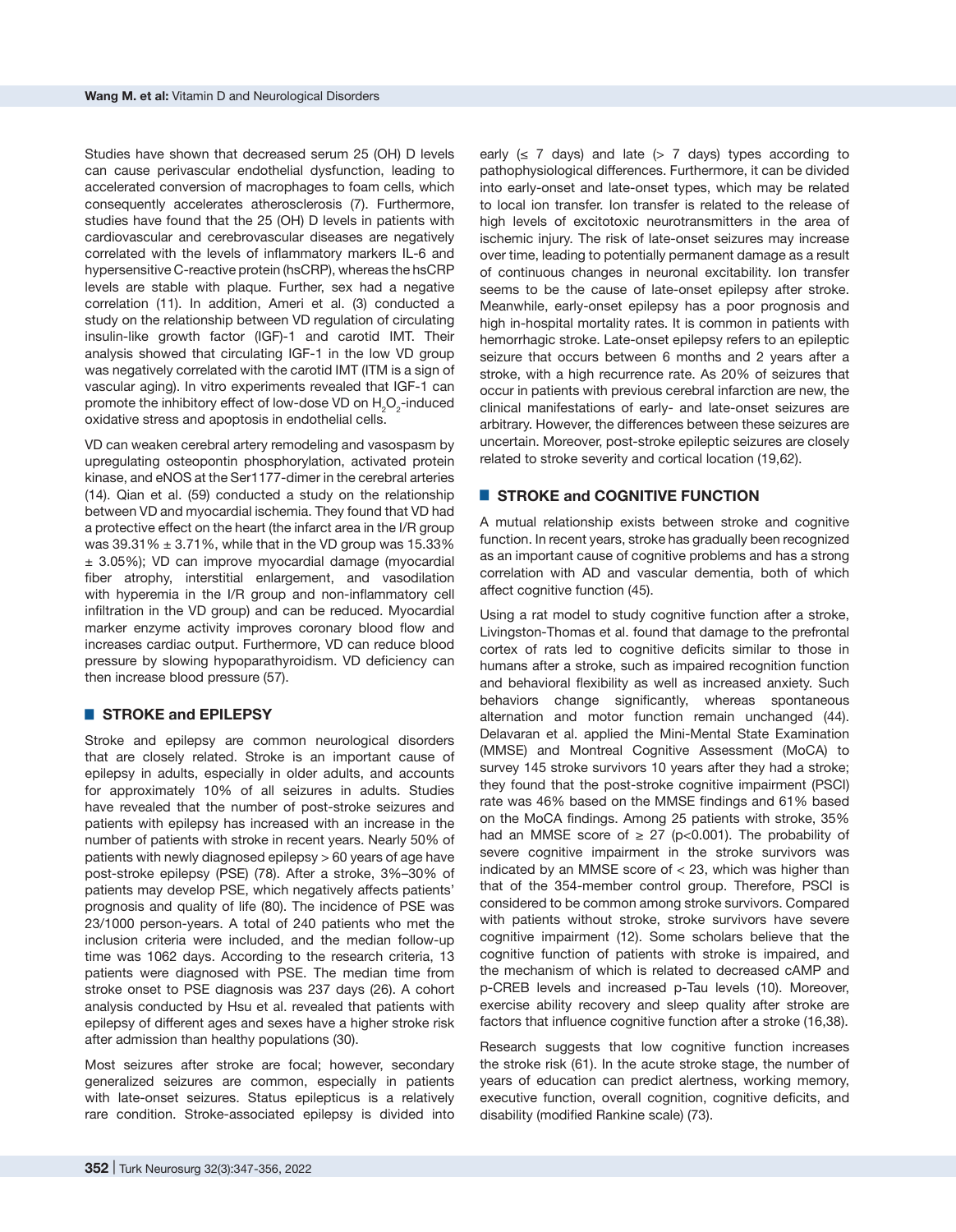Studies have shown that decreased serum 25 (OH) D levels can cause perivascular endothelial dysfunction, leading to accelerated conversion of macrophages to foam cells, which consequently accelerates atherosclerosis (7). Furthermore, studies have found that the 25 (OH) D levels in patients with cardiovascular and cerebrovascular diseases are negatively correlated with the levels of inflammatory markers IL-6 and hypersensitive C-reactive protein (hsCRP), whereas the hsCRP levels are stable with plaque. Further, sex had a negative correlation (11). In addition, Ameri et al. (3) conducted a study on the relationship between VD regulation of circulating insulin-like growth factor (IGF)-1 and carotid IMT. Their analysis showed that circulating IGF-1 in the low VD group was negatively correlated with the carotid IMT (ITM is a sign of vascular aging). In vitro experiments revealed that IGF-1 can promote the inhibitory effect of low-dose VD on $H_2O_2$-induced oxidative stress and apoptosis in endothelial cells.

VD can weaken cerebral artery remodeling and vasospasm by upregulating osteopontin phosphorylation, activated protein kinase, and eNOS at the Ser1177-dimer in the cerebral arteries (14). Qian et al. (59) conducted a study on the relationship between VD and myocardial ischemia. They found that VD had a protective effect on the heart (the infarct area in the I/R group was 39.31% ± 3.71%, while that in the VD group was 15.33% ± 3.05%); VD can improve myocardial damage (myocardial fiber atrophy, interstitial enlargement, and vasodilation with hyperemia in the I/R group and non-inflammatory cell infiltration in the VD group) and can be reduced. Myocardial marker enzyme activity improves coronary blood flow and increases cardiac output. Furthermore, VD can reduce blood pressure by slowing hypoparathyroidism. VD deficiency can then increase blood pressure (57).

## STROKE and EPILEPSY

Stroke and epilepsy are common neurological disorders that are closely related. Stroke is an important cause of epilepsy in adults, especially in older adults, and accounts for approximately 10% of all seizures in adults. Studies have revealed that the number of post-stroke seizures and patients with epilepsy has increased with an increase in the number of patients with stroke in recent years. Nearly 50% of patients with newly diagnosed epilepsy > 60 years of age have post-stroke epilepsy (PSE) (78). After a stroke, 3%–30% of patients may develop PSE, which negatively affects patients' prognosis and quality of life (80). The incidence of PSE was 23/1000 person-years. A total of 240 patients who met the inclusion criteria were included, and the median follow-up time was 1062 days. According to the research criteria, 13 patients were diagnosed with PSE. The median time from stroke onset to PSE diagnosis was 237 days (26). A cohort analysis conducted by Hsu et al. revealed that patients with epilepsy of different ages and sexes have a higher stroke risk after admission than healthy populations (30).

Most seizures after stroke are focal; however, secondary generalized seizures are common, especially in patients with late-onset seizures. Status epilepticus is a relatively rare condition. Stroke-associated epilepsy is divided into early (≤ 7 days) and late (> 7 days) types according to pathophysiological differences. Furthermore, it can be divided into early-onset and late-onset types, which may be related to local ion transfer. Ion transfer is related to the release of high levels of excitotoxic neurotransmitters in the area of ischemic injury. The risk of late-onset seizures may increase over time, leading to potentially permanent damage as a result of continuous changes in neuronal excitability. Ion transfer seems to be the cause of late-onset epilepsy after stroke. Meanwhile, early-onset epilepsy has a poor prognosis and high in-hospital mortality rates. It is common in patients with hemorrhagic stroke. Late-onset epilepsy refers to an epileptic seizure that occurs between 6 months and 2 years after a stroke, with a high recurrence rate. As 20% of seizures that occur in patients with previous cerebral infarction are new, the clinical manifestations of early- and late-onset seizures are arbitrary. However, the differences between these seizures are uncertain. Moreover, post-stroke epileptic seizures are closely related to stroke severity and cortical location (19,62).

## STROKE and COGNITIVE FUNCTION

A mutual relationship exists between stroke and cognitive function. In recent years, stroke has gradually been recognized as an important cause of cognitive problems and has a strong correlation with AD and vascular dementia, both of which affect cognitive function (45).

Using a rat model to study cognitive function after a stroke, Livingston-Thomas et al. found that damage to the prefrontal cortex of rats led to cognitive deficits similar to those in humans after a stroke, such as impaired recognition function and behavioral flexibility as well as increased anxiety. Such behaviors change significantly, whereas spontaneous alternation and motor function remain unchanged (44). Delavaran et al. applied the Mini-Mental State Examination (MMSE) and Montreal Cognitive Assessment (MoCA) to survey 145 stroke survivors 10 years after they had a stroke; they found that the post-stroke cognitive impairment (PSCI) rate was 46% based on the MMSE findings and 61% based on the MoCA findings. Among 25 patients with stroke, 35% had an MMSE score of ≥ 27 ($p<0.001$). The probability of severe cognitive impairment in the stroke survivors was indicated by an MMSE score of < 23, which was higher than that of the 354-member control group. Therefore, PSCI is considered to be common among stroke survivors. Compared with patients without stroke, stroke survivors have severe cognitive impairment (12). Some scholars believe that the cognitive function of patients with stroke is impaired, and the mechanism of which is related to decreased cAMP and p-CREB levels and increased p-Tau levels (10). Moreover, exercise ability recovery and sleep quality after stroke are factors that influence cognitive function after a stroke (16,38).

Research suggests that low cognitive function increases the stroke risk (61). In the acute stroke stage, the number of years of education can predict alertness, working memory, executive function, overall cognition, cognitive deficits, and disability (modified Rankine scale) (73).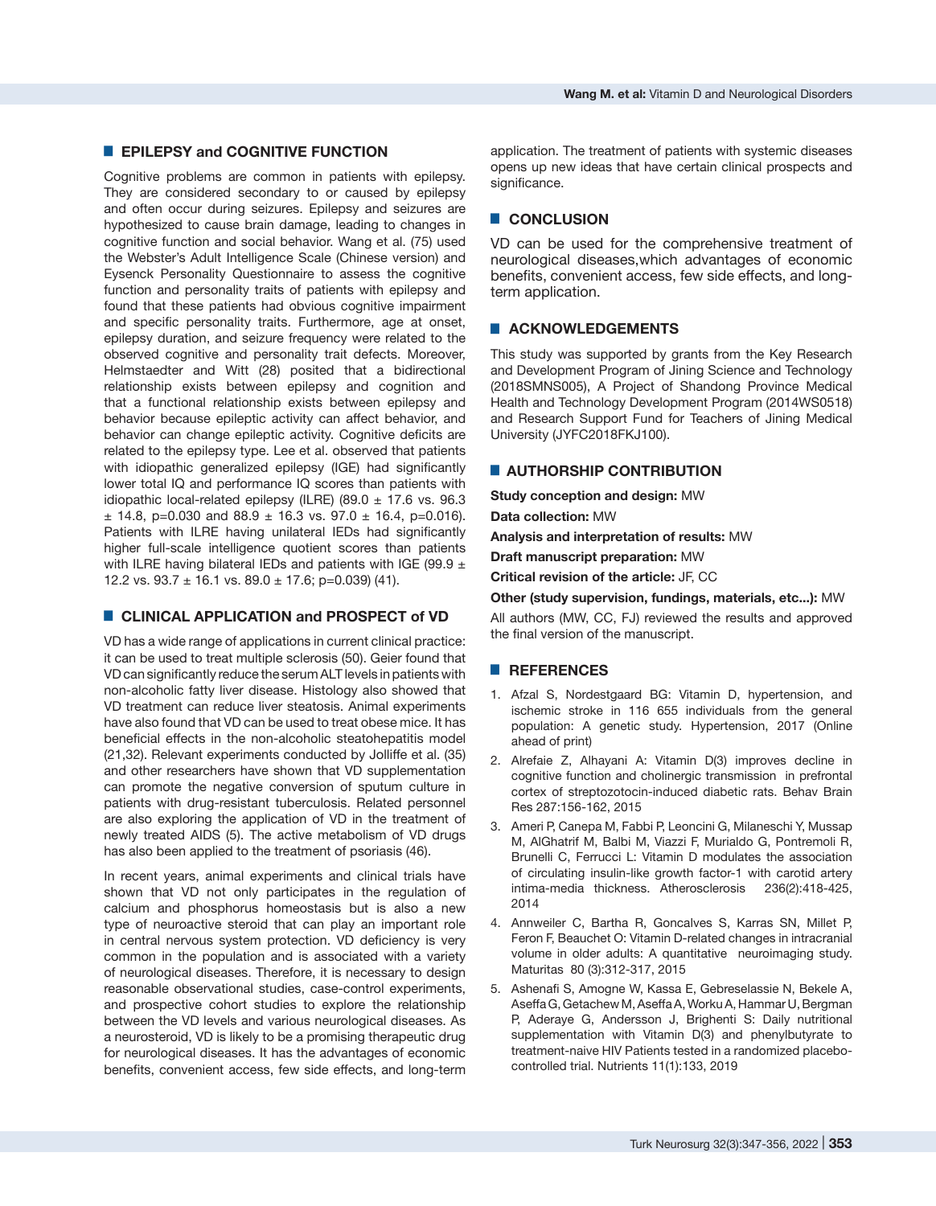## EPILEPSY and COGNITIVE FUNCTION

Cognitive problems are common in patients with epilepsy. They are considered secondary to or caused by epilepsy and often occur during seizures. Epilepsy and seizures are hypothesized to cause brain damage, leading to changes in cognitive function and social behavior. Wang et al. (75) used the Webster's Adult Intelligence Scale (Chinese version) and Eysenck Personality Questionnaire to assess the cognitive function and personality traits of patients with epilepsy and found that these patients had obvious cognitive impairment and specific personality traits. Furthermore, age at onset, epilepsy duration, and seizure frequency were related to the observed cognitive and personality trait defects. Moreover, Helmstaedter and Witt (28) posited that a bidirectional relationship exists between epilepsy and cognition and that a functional relationship exists between epilepsy and behavior because epileptic activity can affect behavior, and behavior can change epileptic activity. Cognitive deficits are related to the epilepsy type. Lee et al. observed that patients with idiopathic generalized epilepsy (IGE) had significantly lower total IQ and performance IQ scores than patients with idiopathic local-related epilepsy (ILRE) (89.0 ± 17.6 vs. 96.3 ± 14.8, p=0.030 and 88.9 ± 16.3 vs. 97.0 ± 16.4, p=0.016). Patients with ILRE having unilateral IEDs had significantly higher full-scale intelligence quotient scores than patients with ILRE having bilateral IEDs and patients with IGE (99.9 ± 12.2 vs. 93.7 ± 16.1 vs. 89.0 ± 17.6; p=0.039) (41).

## CLINICAL APPLICATION and PROSPECT of VD

VD has a wide range of applications in current clinical practice: it can be used to treat multiple sclerosis (50). Geier found that VD can significantly reduce the serum ALT levels in patients with non-alcoholic fatty liver disease. Histology also showed that VD treatment can reduce liver steatosis. Animal experiments have also found that VD can be used to treat obese mice. It has beneficial effects in the non-alcoholic steatohepatitis model (21,32). Relevant experiments conducted by Jolliffe et al. (35) and other researchers have shown that VD supplementation can promote the negative conversion of sputum culture in patients with drug-resistant tuberculosis. Related personnel are also exploring the application of VD in the treatment of newly treated AIDS (5). The active metabolism of VD drugs has also been applied to the treatment of psoriasis (46).

In recent years, animal experiments and clinical trials have shown that VD not only participates in the regulation of calcium and phosphorus homeostasis but is also a new type of neuroactive steroid that can play an important role in central nervous system protection. VD deficiency is very common in the population and is associated with a variety of neurological diseases. Therefore, it is necessary to design reasonable observational studies, case-control experiments, and prospective cohort studies to explore the relationship between the VD levels and various neurological diseases. As a neurosteroid, VD is likely to be a promising therapeutic drug for neurological diseases. It has the advantages of economic benefits, convenient access, few side effects, and long-term application. The treatment of patients with systemic diseases opens up new ideas that have certain clinical prospects and significance.

## CONCLUSION

VD can be used for the comprehensive treatment of neurological diseases,which advantages of economic benefits, convenient access, few side effects, and long-term application.

## ACKNOWLEDGEMENTS

This study was supported by grants from the Key Research and Development Program of Jining Science and Technology (2018SMNS005), A Project of Shandong Province Medical Health and Technology Development Program (2014WS0518) and Research Support Fund for Teachers of Jining Medical University (JYFC2018FKJ100).

## AUTHORSHIP CONTRIBUTION

**Study conception and design:** MW

**Data collection:** MW

**Analysis and interpretation of results:** MW

**Draft manuscript preparation:** MW

**Critical revision of the article:** JF, CC

**Other (study supervision, fundings, materials, etc...):** MW

All authors (MW, CC, FJ) reviewed the results and approved the final version of the manuscript.

## REFERENCES

1. Afzal S, Nordestgaard BG: Vitamin D, hypertension, and ischemic stroke in 116 655 individuals from the general population: A genetic study. Hypertension, 2017 (Online ahead of print)
2. Alrefaie Z, Alhayani A: Vitamin D(3) improves decline in cognitive function and cholinergic transmission in prefrontal cortex of streptozotocin-induced diabetic rats. Behav Brain Res 287:156-162, 2015
3. Ameri P, Canepa M, Fabbi P, Leoncini G, Milaneschi Y, Mussap M, AlGhatrif M, Balbi M, Viazzi F, Murialdo G, Pontremoli R, Brunelli C, Ferrucci L: Vitamin D modulates the association of circulating insulin-like growth factor-1 with carotid artery intima-media thickness. Atherosclerosis 236(2):418-425, 2014
4. Annweiler C, Bartha R, Goncalves S, Karras SN, Millet P, Feron F, Beauchet O: Vitamin D-related changes in intracranial volume in older adults: A quantitative neuroimaging study. Maturitas 80 (3):312-317, 2015
5. Ashenafi S, Amogne W, Kassa E, Gebreselassie N, Bekele A, Aseffa G, Getachew M, Aseffa A, Worku A, Hammar U, Bergman P, Aderaye G, Andersson J, Brighenti S: Daily nutritional supplementation with Vitamin D(3) and phenylbutyrate to treatment-naive HIV Patients tested in a randomized placebo-controlled trial. Nutrients 11(1):133, 2019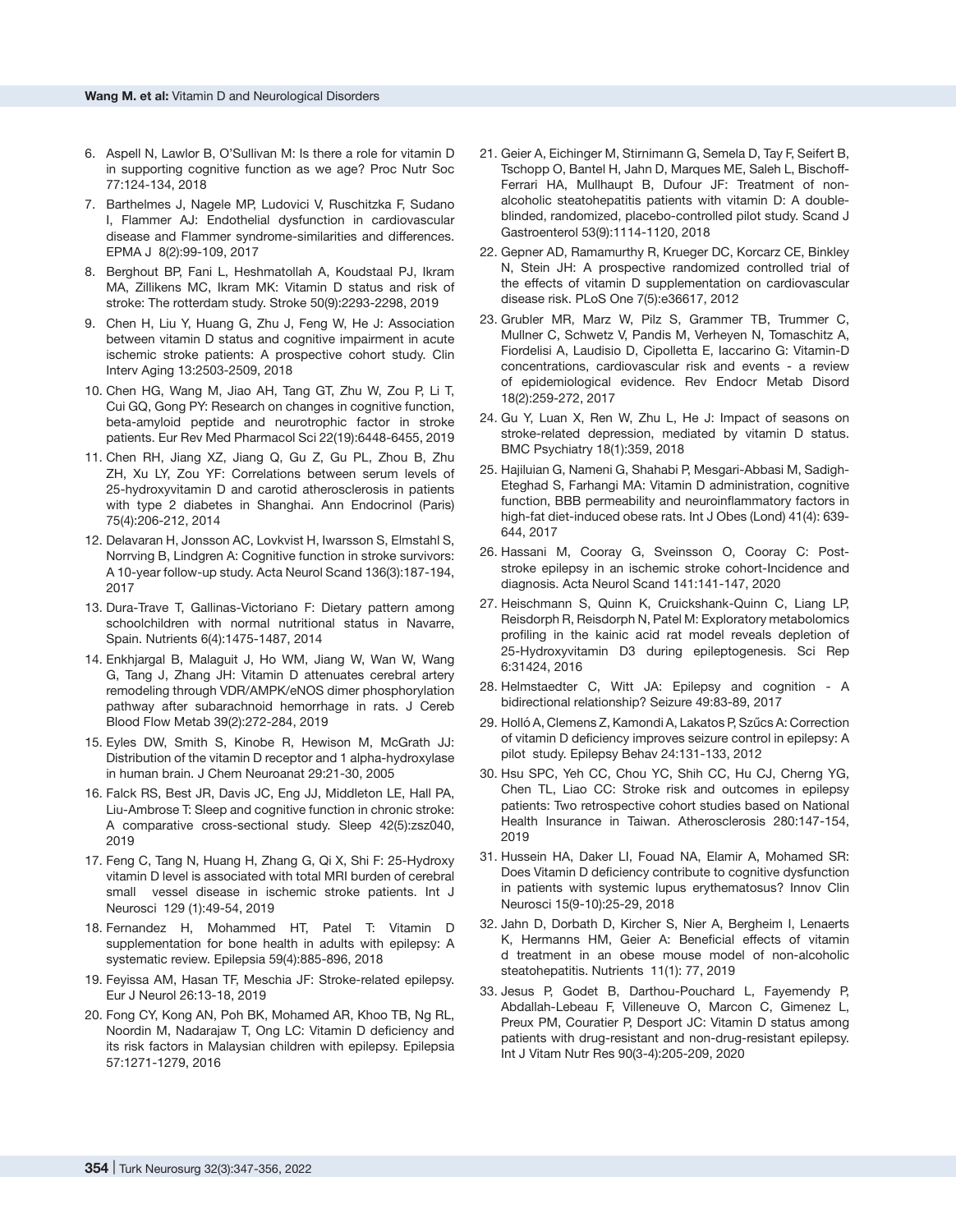6. Aspell N, Lawlor B, O'Sullivan M: Is there a role for vitamin D in supporting cognitive function as we age? Proc Nutr Soc 77:124-134, 2018
7. Barthelmes J, Nagele MP, Ludovici V, Ruschitzka F, Sudano I, Flammer AJ: Endothelial dysfunction in cardiovascular disease and Flammer syndrome-similarities and differences. EPMA J 8(2):99-109, 2017
8. Berghout BP, Fani L, Heshmatollah A, Koudstaal PJ, Ikram MA, Zillikens MC, Ikram MK: Vitamin D status and risk of stroke: The rotterdam study. Stroke 50(9):2293-2298, 2019
9. Chen H, Liu Y, Huang G, Zhu J, Feng W, He J: Association between vitamin D status and cognitive impairment in acute ischemic stroke patients: A prospective cohort study. Clin Interv Aging 13:2503-2509, 2018
10. Chen HG, Wang M, Jiao AH, Tang GT, Zhu W, Zou P, Li T, Cui GQ, Gong PY: Research on changes in cognitive function, beta-amyloid peptide and neurotrophic factor in stroke patients. Eur Rev Med Pharmacol Sci 22(19):6448-6455, 2019
11. Chen RH, Jiang XZ, Jiang Q, Gu Z, Gu PL, Zhou B, Zhu ZH, Xu LY, Zou YF: Correlations between serum levels of 25-hydroxyvitamin D and carotid atherosclerosis in patients with type 2 diabetes in Shanghai. Ann Endocrinol (Paris) 75(4):206-212, 2014
12. Delavaran H, Jonsson AC, Lovkvist H, Iwarsson S, Elmstahl S, Norrving B, Lindgren A: Cognitive function in stroke survivors: A 10-year follow-up study. Acta Neurol Scand 136(3):187-194, 2017
13. Dura-Trave T, Gallinas-Victoriano F: Dietary pattern among schoolchildren with normal nutritional status in Navarre, Spain. Nutrients 6(4):1475-1487, 2014
14. Enkhjargal B, Malaguit J, Ho WM, Jiang W, Wan W, Wang G, Tang J, Zhang JH: Vitamin D attenuates cerebral artery remodeling through VDR/AMPK/eNOS dimer phosphorylation pathway after subarachnoid hemorrhage in rats. J Cereb Blood Flow Metab 39(2):272-284, 2019
15. Eyles DW, Smith S, Kinobe R, Hewison M, McGrath JJ: Distribution of the vitamin D receptor and 1 alpha-hydroxylase in human brain. J Chem Neuroanat 29:21-30, 2005
16. Falck RS, Best JR, Davis JC, Eng JJ, Middleton LE, Hall PA, Liu-Ambrose T: Sleep and cognitive function in chronic stroke: A comparative cross-sectional study. Sleep 42(5):zsz040, 2019
17. Feng C, Tang N, Huang H, Zhang G, Qi X, Shi F: 25-Hydroxy vitamin D level is associated with total MRI burden of cerebral small vessel disease in ischemic stroke patients. Int J Neurosci 129 (1):49-54, 2019
18. Fernandez H, Mohammed HT, Patel T: Vitamin D supplementation for bone health in adults with epilepsy: A systematic review. Epilepsia 59(4):885-896, 2018
19. Feyissa AM, Hasan TF, Meschia JF: Stroke-related epilepsy. Eur J Neurol 26:13-18, 2019
20. Fong CY, Kong AN, Poh BK, Mohamed AR, Khoo TB, Ng RL, Noordin M, Nadarajaw T, Ong LC: Vitamin D deficiency and its risk factors in Malaysian children with epilepsy. Epilepsia 57:1271-1279, 2016
21. Geier A, Eichinger M, Stirnimann G, Semela D, Tay F, Seifert B, Tschopp O, Bantel H, Jahn D, Marques ME, Saleh L, Bischoff-Ferrari HA, Mullhaupt B, Dufour JF: Treatment of non-alcoholic steatohepatitis patients with vitamin D: A double-blinded, randomized, placebo-controlled pilot study. Scand J Gastroenterol 53(9):1114-1120, 2018
22. Gepner AD, Ramamurthy R, Krueger DC, Korcarz CE, Binkley N, Stein JH: A prospective randomized controlled trial of the effects of vitamin D supplementation on cardiovascular disease risk. PLoS One 7(5):e36617, 2012
23. Grubler MR, Marz W, Pilz S, Grammer TB, Trummer C, Mullner C, Schwetz V, Pandis M, Verheyen N, Tomaschitz A, Fiordelisi A, Laudisio D, Cipolletta E, Iaccarino G: Vitamin-D concentrations, cardiovascular risk and events - a review of epidemiological evidence. Rev Endocr Metab Disord 18(2):259-272, 2017
24. Gu Y, Luan X, Ren W, Zhu L, He J: Impact of seasons on stroke-related depression, mediated by vitamin D status. BMC Psychiatry 18(1):359, 2018
25. Hajiluian G, Nameni G, Shahabi P, Mesgari-Abbasi M, Sadigh-Eteghad S, Farhangi MA: Vitamin D administration, cognitive function, BBB permeability and neuroinflammatory factors in high-fat diet-induced obese rats. Int J Obes (Lond) 41(4): 639-644, 2017
26. Hassani M, Cooray G, Sveinsson O, Cooray C: Post-stroke epilepsy in an ischemic stroke cohort-Incidence and diagnosis. Acta Neurol Scand 141:141-147, 2020
27. Heischmann S, Quinn K, Cruickshank-Quinn C, Liang LP, Reisdorph R, Reisdorph N, Patel M: Exploratory metabolomics profiling in the kainic acid rat model reveals depletion of 25-Hydroxyvitamin D3 during epileptogenesis. Sci Rep 6:31424, 2016
28. Helmstaedter C, Witt JA: Epilepsy and cognition - A bidirectional relationship? Seizure 49:83-89, 2017
29. Holló A, Clemens Z, Kamondi A, Lakatos P, Szűcs A: Correction of vitamin D deficiency improves seizure control in epilepsy: A pilot study. Epilepsy Behav 24:131-133, 2012
30. Hsu SPC, Yeh CC, Chou YC, Shih CC, Hu CJ, Cherng YG, Chen TL, Liao CC: Stroke risk and outcomes in epilepsy patients: Two retrospective cohort studies based on National Health Insurance in Taiwan. Atherosclerosis 280:147-154, 2019
31. Hussein HA, Daker LI, Fouad NA, Elamir A, Mohamed SR: Does Vitamin D deficiency contribute to cognitive dysfunction in patients with systemic lupus erythematosus? Innov Clin Neurosci 15(9-10):25-29, 2018
32. Jahn D, Dorbath D, Kircher S, Nier A, Bergheim I, Lenaerts K, Hermanns HM, Geier A: Beneficial effects of vitamin d treatment in an obese mouse model of non-alcoholic steatohepatitis. Nutrients 11(1): 77, 2019
33. Jesus P, Godet B, Darthou-Pouchard L, Fayemendy P, Abdallah-Lebeau F, Villeneuve O, Marcon C, Gimenez L, Preux PM, Couratier P, Desport JC: Vitamin D status among patients with drug-resistant and non-drug-resistant epilepsy. Int J Vitam Nutr Res 90(3-4):205-209, 2020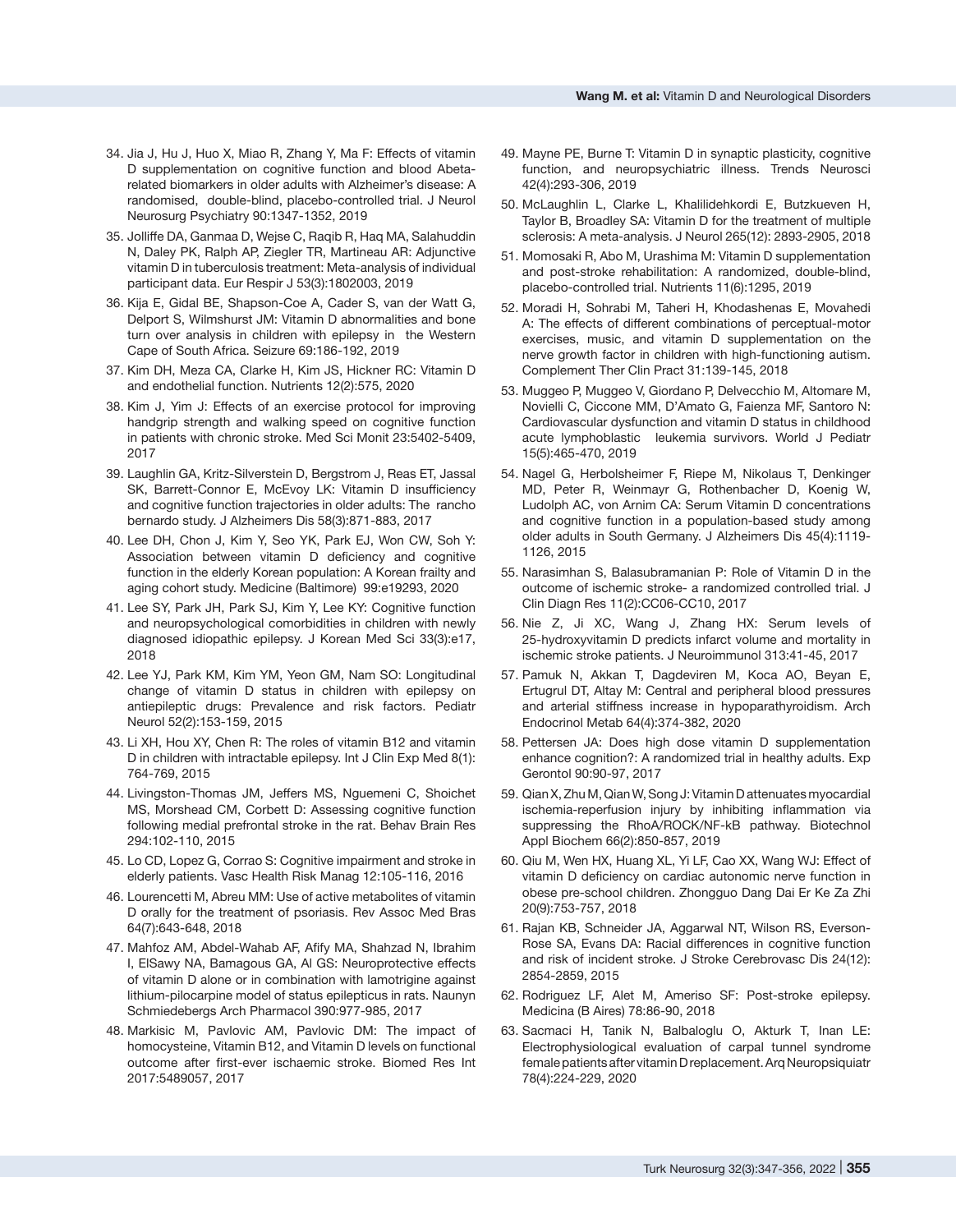34. Jia J, Hu J, Huo X, Miao R, Zhang Y, Ma F: Effects of vitamin D supplementation on cognitive function and blood Abeta-related biomarkers in older adults with Alzheimer's disease: A randomised, double-blind, placebo-controlled trial. J Neurol Neurosurg Psychiatry 90:1347-1352, 2019
35. Jolliffe DA, Ganmaa D, Wejse C, Raqib R, Haq MA, Salahuddin N, Daley PK, Ralph AP, Ziegler TR, Martineau AR: Adjunctive vitamin D in tuberculosis treatment: Meta-analysis of individual participant data. Eur Respir J 53(3):1802003, 2019
36. Kija E, Gidal BE, Shapson-Coe A, Cader S, van der Watt G, Delport S, Wilmshurst JM: Vitamin D abnormalities and bone turn over analysis in children with epilepsy in the Western Cape of South Africa. Seizure 69:186-192, 2019
37. Kim DH, Meza CA, Clarke H, Kim JS, Hickner RC: Vitamin D and endothelial function. Nutrients 12(2):575, 2020
38. Kim J, Yim J: Effects of an exercise protocol for improving handgrip strength and walking speed on cognitive function in patients with chronic stroke. Med Sci Monit 23:5402-5409, 2017
39. Laughlin GA, Kritz-Silverstein D, Bergstrom J, Reas ET, Jassal SK, Barrett-Connor E, McEvoy LK: Vitamin D insufficiency and cognitive function trajectories in older adults: The rancho bernardo study. J Alzheimers Dis 58(3):871-883, 2017
40. Lee DH, Chon J, Kim Y, Seo YK, Park EJ, Won CW, Soh Y: Association between vitamin D deficiency and cognitive function in the elderly Korean population: A Korean frailty and aging cohort study. Medicine (Baltimore) 99:e19293, 2020
41. Lee SY, Park JH, Park SJ, Kim Y, Lee KY: Cognitive function and neuropsychological comorbidities in children with newly diagnosed idiopathic epilepsy. J Korean Med Sci 33(3):e17, 2018
42. Lee YJ, Park KM, Kim YM, Yeon GM, Nam SO: Longitudinal change of vitamin D status in children with epilepsy on antiepileptic drugs: Prevalence and risk factors. Pediatr Neurol 52(2):153-159, 2015
43. Li XH, Hou XY, Chen R: The roles of vitamin B12 and vitamin D in children with intractable epilepsy. Int J Clin Exp Med 8(1): 764-769, 2015
44. Livingston-Thomas JM, Jeffers MS, Nguemeni C, Shoichet MS, Morshead CM, Corbett D: Assessing cognitive function following medial prefrontal stroke in the rat. Behav Brain Res 294:102-110, 2015
45. Lo CD, Lopez G, Corrao S: Cognitive impairment and stroke in elderly patients. Vasc Health Risk Manag 12:105-116, 2016
46. Lourencetti M, Abreu MM: Use of active metabolites of vitamin D orally for the treatment of psoriasis. Rev Assoc Med Bras 64(7):643-648, 2018
47. Mahfoz AM, Abdel-Wahab AF, Afify MA, Shahzad N, Ibrahim I, ElSawy NA, Bamagous GA, Al GS: Neuroprotective effects of vitamin D alone or in combination with lamotrigine against lithium-pilocarpine model of status epilepticus in rats. Naunyn Schmiedebergs Arch Pharmacol 390:977-985, 2017
48. Markisic M, Pavlovic AM, Pavlovic DM: The impact of homocysteine, Vitamin B12, and Vitamin D levels on functional outcome after first-ever ischaemic stroke. Biomed Res Int 2017:5489057, 2017
49. Mayne PE, Burne T: Vitamin D in synaptic plasticity, cognitive function, and neuropsychiatric illness. Trends Neurosci 42(4):293-306, 2019
50. McLaughlin L, Clarke L, Khalilidehkordi E, Butzkueven H, Taylor B, Broadley SA: Vitamin D for the treatment of multiple sclerosis: A meta-analysis. J Neurol 265(12): 2893-2905, 2018
51. Momosaki R, Abo M, Urashima M: Vitamin D supplementation and post-stroke rehabilitation: A randomized, double-blind, placebo-controlled trial. Nutrients 11(6):1295, 2019
52. Moradi H, Sohrabi M, Taheri H, Khodashenas E, Movahedi A: The effects of different combinations of perceptual-motor exercises, music, and vitamin D supplementation on the nerve growth factor in children with high-functioning autism. Complement Ther Clin Pract 31:139-145, 2018
53. Muggeo P, Muggeo V, Giordano P, Delvecchio M, Altomare M, Novielli C, Ciccone MM, D'Amato G, Faienza MF, Santoro N: Cardiovascular dysfunction and vitamin D status in childhood acute lymphoblastic leukemia survivors. World J Pediatr 15(5):465-470, 2019
54. Nagel G, Herbolsheimer F, Riepe M, Nikolaus T, Denkinger MD, Peter R, Weinmayr G, Rothenbacher D, Koenig W, Ludolph AC, von Arnim CA: Serum Vitamin D concentrations and cognitive function in a population-based study among older adults in South Germany. J Alzheimers Dis 45(4):1119-1126, 2015
55. Narasimhan S, Balasubramanian P: Role of Vitamin D in the outcome of ischemic stroke- a randomized controlled trial. J Clin Diagn Res 11(2):CC06-CC10, 2017
56. Nie Z, Ji XC, Wang J, Zhang HX: Serum levels of 25-hydroxyvitamin D predicts infarct volume and mortality in ischemic stroke patients. J Neuroimmunol 313:41-45, 2017
57. Pamuk N, Akkan T, Dagdeviren M, Koca AO, Beyan E, Ertugrul DT, Altay M: Central and peripheral blood pressures and arterial stiffness increase in hypoparathyroidism. Arch Endocrinol Metab 64(4):374-382, 2020
58. Pettersen JA: Does high dose vitamin D supplementation enhance cognition?: A randomized trial in healthy adults. Exp Gerontol 90:90-97, 2017
59. Qian X, Zhu M, Qian W, Song J: Vitamin D attenuates myocardial ischemia-reperfusion injury by inhibiting inflammation via suppressing the RhoA/ROCK/NF-kB pathway. Biotechnol Appl Biochem 66(2):850-857, 2019
60. Qiu M, Wen HX, Huang XL, Yi LF, Cao XX, Wang WJ: Effect of vitamin D deficiency on cardiac autonomic nerve function in obese pre-school children. Zhongguo Dang Dai Er Ke Za Zhi 20(9):753-757, 2018
61. Rajan KB, Schneider JA, Aggarwal NT, Wilson RS, Everson-Rose SA, Evans DA: Racial differences in cognitive function and risk of incident stroke. J Stroke Cerebrovasc Dis 24(12): 2854-2859, 2015
62. Rodriguez LF, Alet M, Ameriso SF: Post-stroke epilepsy. Medicina (B Aires) 78:86-90, 2018
63. Sacmaci H, Tanik N, Balbaloglu O, Akturk T, Inan LE: Electrophysiological evaluation of carpal tunnel syndrome female patients after vitamin D replacement. Arq Neuropsiquiatr 78(4):224-229, 2020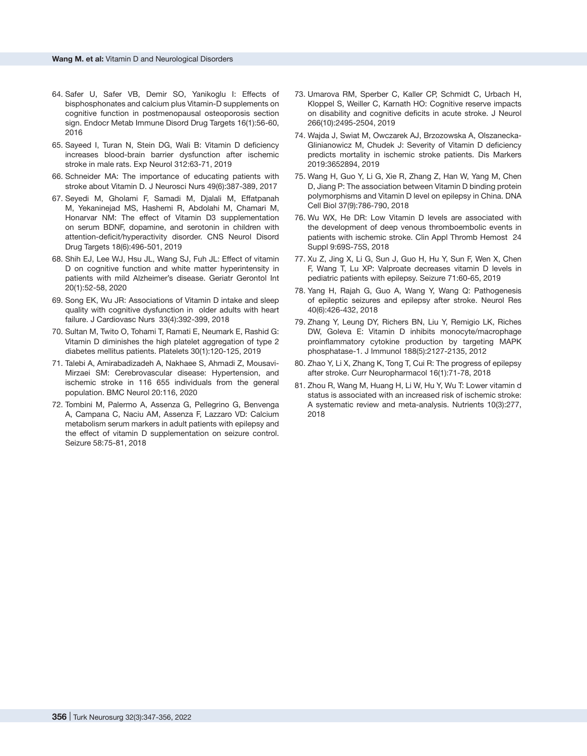64. Safer U, Safer VB, Demir SO, Yanikoglu I: Effects of bisphosphonates and calcium plus Vitamin-D supplements on cognitive function in postmenopausal osteoporosis section sign. Endocr Metab Immune Disord Drug Targets 16(1):56-60, 2016

65. Sayeed I, Turan N, Stein DG, Wali B: Vitamin D deficiency increases blood-brain barrier dysfunction after ischemic stroke in male rats. Exp Neurol 312:63-71, 2019

66. Schneider MA: The importance of educating patients with stroke about Vitamin D. J Neurosci Nurs 49(6):387-389, 2017

67. Seyedi M, Gholami F, Samadi M, Djalali M, Effatpanah M, Yekaninejad MS, Hashemi R, Abdolahi M, Chamari M, Honarvar NM: The effect of Vitamin D3 supplementation on serum BDNF, dopamine, and serotonin in children with attention-deficit/hyperactivity disorder. CNS Neurol Disord Drug Targets 18(6):496-501, 2019

68. Shih EJ, Lee WJ, Hsu JL, Wang SJ, Fuh JL: Effect of vitamin D on cognitive function and white matter hyperintensity in patients with mild Alzheimer's disease. Geriatr Gerontol Int 20(1):52-58, 2020

69. Song EK, Wu JR: Associations of Vitamin D intake and sleep quality with cognitive dysfunction in older adults with heart failure. J Cardiovasc Nurs 33(4):392-399, 2018

70. Sultan M, Twito O, Tohami T, Ramati E, Neumark E, Rashid G: Vitamin D diminishes the high platelet aggregation of type 2 diabetes mellitus patients. Platelets 30(1):120-125, 2019

71. Talebi A, Amirabadizadeh A, Nakhaee S, Ahmadi Z, Mousavi-Mirzaei SM: Cerebrovascular disease: Hypertension, and ischemic stroke in 116 655 individuals from the general population. BMC Neurol 20:116, 2020

72. Tombini M, Palermo A, Assenza G, Pellegrino G, Benvenga A, Campana C, Naciu AM, Assenza F, Lazzaro VD: Calcium metabolism serum markers in adult patients with epilepsy and the effect of vitamin D supplementation on seizure control. Seizure 58:75-81, 2018

73. Umarova RM, Sperber C, Kaller CP, Schmidt C, Urbach H, Kloppel S, Weiller C, Karnath HO: Cognitive reserve impacts on disability and cognitive deficits in acute stroke. J Neurol 266(10):2495-2504, 2019

74. Wajda J, Swiat M, Owczarek AJ, Brzozowska A, Olszanecka-Glinianowicz M, Chudek J: Severity of Vitamin D deficiency predicts mortality in ischemic stroke patients. Dis Markers 2019:3652894, 2019

75. Wang H, Guo Y, Li G, Xie R, Zhang Z, Han W, Yang M, Chen D, Jiang P: The association between Vitamin D binding protein polymorphisms and Vitamin D level on epilepsy in China. DNA Cell Biol 37(9):786-790, 2018

76. Wu WX, He DR: Low Vitamin D levels are associated with the development of deep venous thromboembolic events in patients with ischemic stroke. Clin Appl Thromb Hemost 24 Suppl 9:69S-75S, 2018

77. Xu Z, Jing X, Li G, Sun J, Guo H, Hu Y, Sun F, Wen X, Chen F, Wang T, Lu XP: Valproate decreases vitamin D levels in pediatric patients with epilepsy. Seizure 71:60-65, 2019

78. Yang H, Rajah G, Guo A, Wang Y, Wang Q: Pathogenesis of epileptic seizures and epilepsy after stroke. Neurol Res 40(6):426-432, 2018

79. Zhang Y, Leung DY, Richers BN, Liu Y, Remigio LK, Riches DW, Goleva E: Vitamin D inhibits monocyte/macrophage proinflammatory cytokine production by targeting MAPK phosphatase-1. J Immunol 188(5):2127-2135, 2012

80. Zhao Y, Li X, Zhang K, Tong T, Cui R: The progress of epilepsy after stroke. Curr Neuropharmacol 16(1):71-78, 2018

81. Zhou R, Wang M, Huang H, Li W, Hu Y, Wu T: Lower vitamin d status is associated with an increased risk of ischemic stroke: A systematic review and meta-analysis. Nutrients 10(3):277, 2018